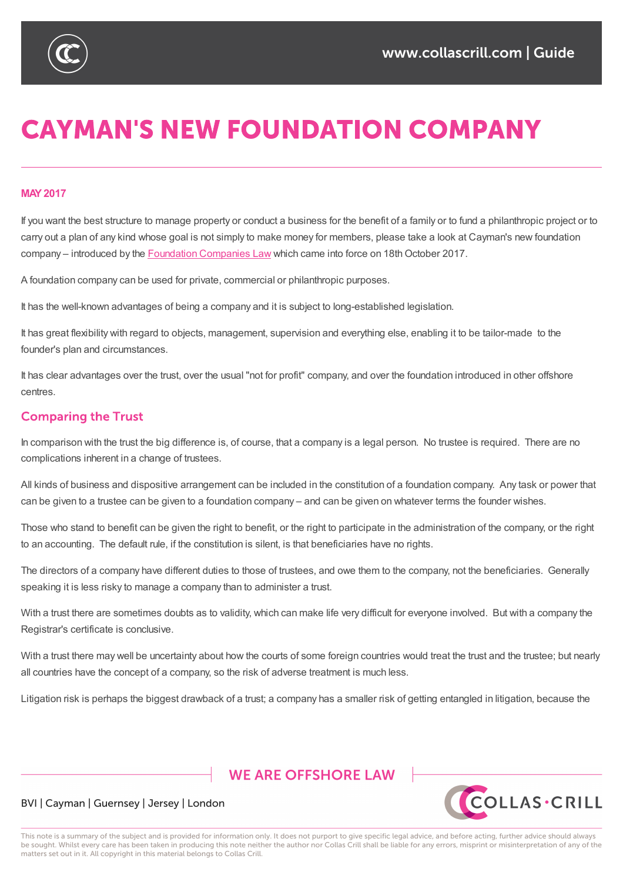# CAYMAN'S NEW FOUNDATION COMPANY

**MAY 2017**

If you want the best structure to manage property or conduct a business for the benefit of a family or to fund a philanthropic project or to carry out a plan of any kind whose goal is not simply to make money for members, please take a look at Cayman's new foundation company – introduced by the Foundation Companies Law which came into force on 18th October 2017.

A foundation company can be used for private, commercial or philanthropic purposes.

It has the well-known advantages of being a company and it is subject to long-established legislation.

It has great flexibility with regard to objects, management, supervision and everything else, enabling it to be tailor-made to the founder's plan and circumstances.

It has clear advantages over the trust, over the usual "not for profit" company, and over the foundation introduced in other offshore centres.

## Comparing the Trust

In comparison with the trust the big difference is, of course, that a company is a legal person. No trustee is required. There are no complications inherent in a change of trustees.

All kinds of business and dispositive arrangement can be included in the constitution of a foundation company. Any task or power that can be given to a trustee can be given to a foundation company – and can be given on whatever terms the founder wishes.

Those who stand to benefit can be given the right to benefit, or the right to participate in the administration of the company, or the right to an accounting. The default rule, if the constitution is silent, is that beneficiaries have no rights.

The directors of a company have different duties to those of trustees, and owe them to the company, not the beneficiaries. Generally speaking it is less risky to manage a company than to administer a trust.

With a trust there are sometimes doubts as to validity, which can make life very difficult for everyone involved. But with a company the Registrar's certificate is conclusive.

With a trust there may well be uncertainty about how the courts of some foreign countries would treat the trust and the trustee; but nearly all countries have the concept of a company, so the risk of adverse treatment is much less.

Litigation risk is perhaps the biggest drawback of a trust; a company has a smaller risk of getting entangled in litigation, because the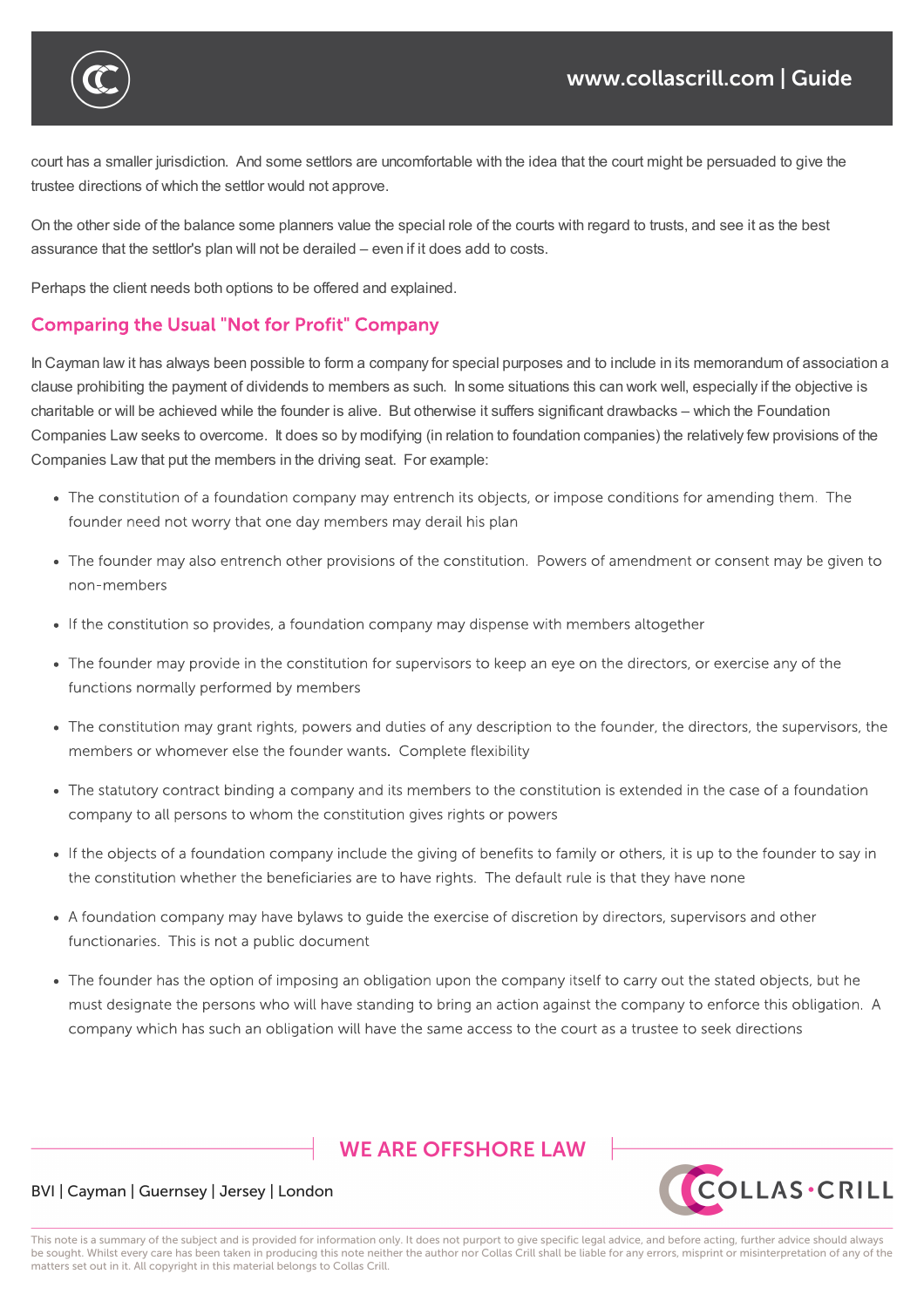court has a smaller jurisdiction. And some settlors are uncomfortable with the idea that the court might be persuaded to give the trustee directions of which the settlor would not approve.

On the other side of the balance some planners value the special role of the courts with regard to trusts, and see it as the best assurance that the settlor's plan will not be derailed – even if it does add to costs.

Perhaps the client needs both options to be offered and explained.

## Comparing the Usual "Not for Profit" Company

In Cayman law it has always been possible to form a company for special purposes and to include in its memorandum of association a clause prohibiting the payment of dividends to members as such. In some situations this can work well, especially if the objective is charitable or will be achieved while the founder is alive. But otherwise it suffers significant drawbacks – which the Foundation Companies Law seeks to overcome. It does so by modifying (in relation to foundation companies) the relatively few provisions of the Companies Law that put the members in the driving seat. For example:

- The constitution of a foundation company may entrench its objects, or impose conditions for amending them. The founder need not worry that one day members may derail his plan
- The founder may also entrench other provisions of the constitution. Powers of amendment or consent may be given to non-members
- If the constitution so provides, a foundation company may dispense with members altogether
- The founder may provide in the constitution for supervisors to keep an eye on the directors, or exercise any of the functions normally performed by members
- The constitution may grant rights, powers and duties of any description to the founder, the directors, the supervisors, the members or whomever else the founder wants. Complete flexibility
- The statutory contract binding a company and its members to the constitution is extended in the case of a foundation company to all persons to whom the constitution gives rights or powers
- If the objects of a foundation company include the giving of benefits to family or others, it is up to the founder to say in the constitution whether the beneficiaries are to have rights. The default rule is that they have none
- A foundation company may have bylaws to guide the exercise of discretion by directors, supervisors and other functionaries. This is not a public document
- The founder has the option of imposing an obligation upon the company itself to carry out the stated objects, but he must designate the persons who will have standing to bring an action against the company to enforce this obligation. A company which has such an obligation will have the same access to the court as a trustee to seek directions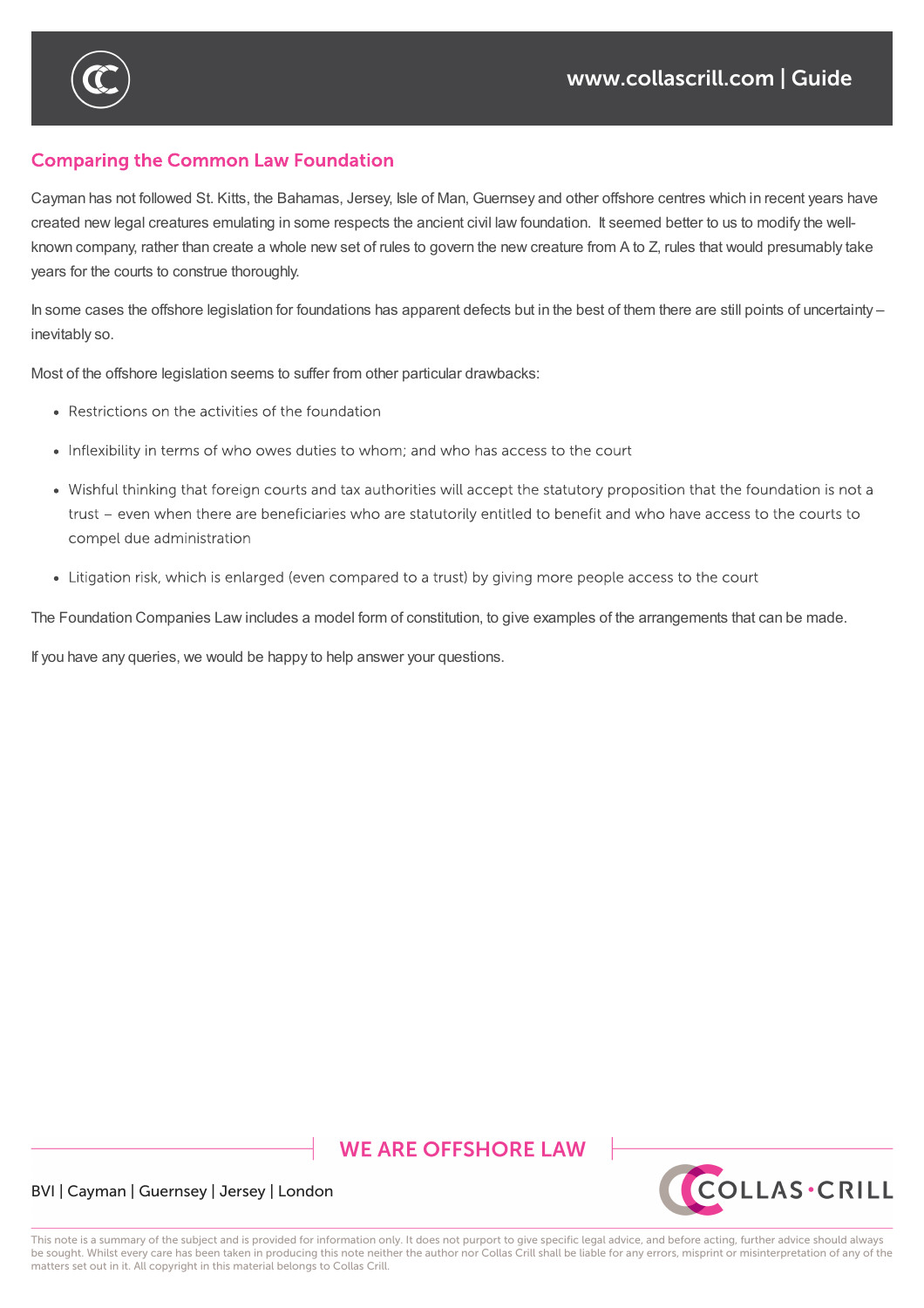## Comparing the Common Law Foundation

Cayman has not followed St. Kitts, the Bahamas, Jersey, Isle of Man, Guernsey and other offshore centres which in recent years have created new legal creatures emulating in some respects the ancient civil law foundation. It seemed better to us to modify the well-known company, rather than create a whole new set of rules to govern the new creature from A to Z, rules that would presumably take years for the courts to construe thoroughly.

In some cases the offshore legislation for foundations has apparent defects but in the best of them there are still points of uncertainty – inevitably so.

Most of the offshore legislation seems to suffer from other particular drawbacks:

- Restrictions on the activities of the foundation
- Inflexibility in terms of who owes duties to whom; and who has access to the court
- Wishful thinking that foreign courts and tax authorities will accept the statutory proposition that the foundation is not a trust – even when there are beneficiaries who are statutorily entitled to benefit and who have access to the courts to compel due administration
- Litigation risk, which is enlarged (even compared to a trust) by giving more people access to the court

The Foundation Companies Law includes a model form of constitution, to give examples of the arrangements that can be made.

If you have any queries, we would be happy to help answer your questions.

WE ARE OFFSHORE LAW

BVI | Cayman | Guernsey | Jersey | London

This note is a summary of the subject and is provided for information only. It does not purport to give specific legal advice, and before acting, further advice should always be sought. Whilst every care has been taken in producing this note neither the author nor Collas Crill shall be liable for any errors, misprint or misinterpretation of any of the matters set out in it. All copyright in this material belongs to Collas Crill.